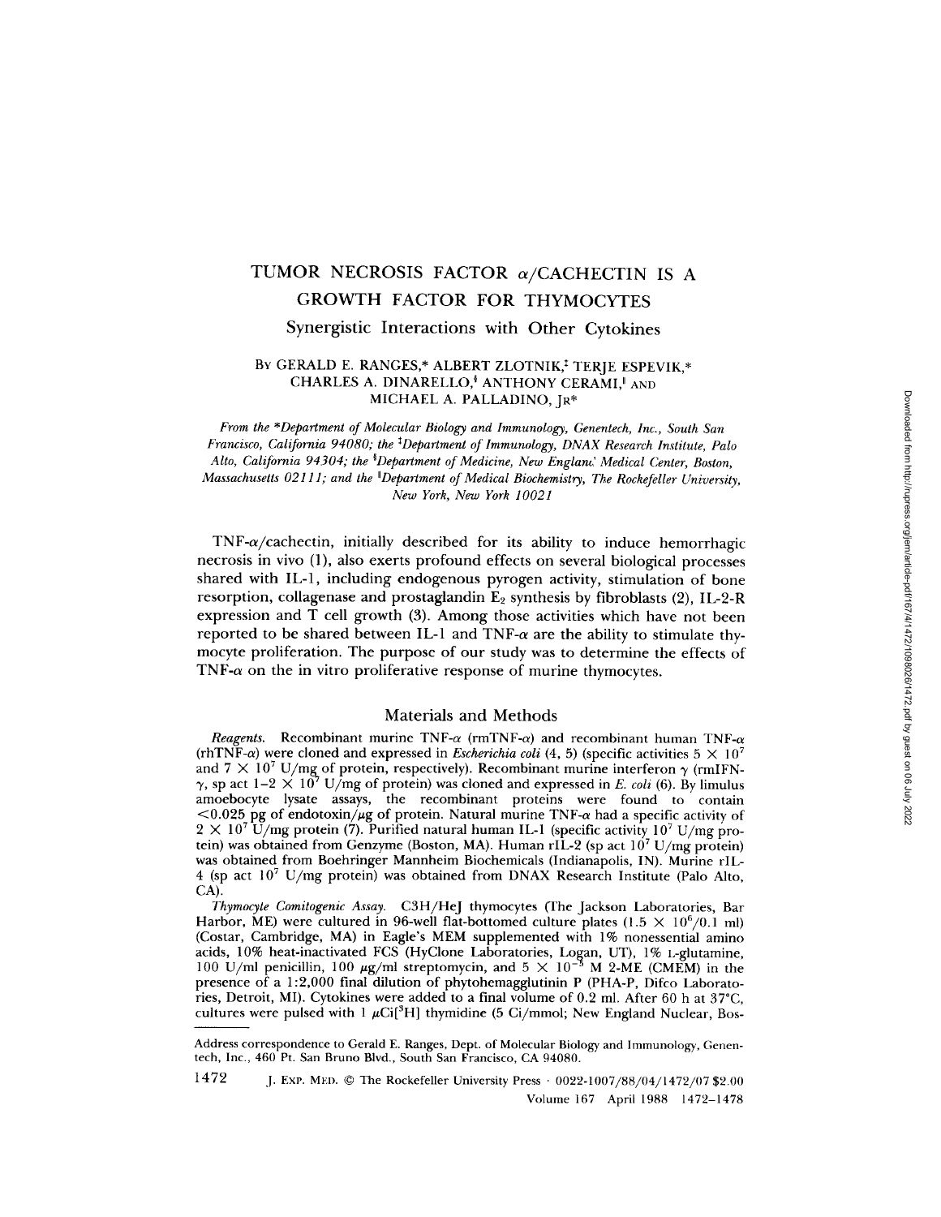# TUMOR NECROSIS FACTOR α/CACHECTIN IS A GROWTH FACTOR FOR THYMOCYTES

## Synergistic Interactions with Other Cytokines

By GERALD E. RANGES,* ALBERT ZLOTNIK,‡ TERJE ESPEVIK,* CHARLES A. DINARELLO,§ ANTHONY CERAMI,‖ AND MICHAEL A. PALLADINO, JR*

*From the \*Department of Molecular Biology and Immunology, Genentech, Inc., South San Francisco, California 94080; the ‡Department of Immunology, DNAX Research Institute, Palo Alto, California 94304; the §Department of Medicine, New England Medical Center, Boston, Massachusetts 02111; and the ‖Department of Medical Biochemistry, The Rockefeller University, New York, New York 10021*

TNF-α/cachectin, initially described for its ability to induce hemorrhagic necrosis in vivo (1), also exerts profound effects on several biological processes shared with IL-1, including endogenous pyrogen activity, stimulation of bone resorption, collagenase and prostaglandin $E_2$ synthesis by fibroblasts (2), IL-2-R expression and T cell growth (3). Among those activities which have not been reported to be shared between IL-1 and TNF-α are the ability to stimulate thymocyte proliferation. The purpose of our study was to determine the effects of TNF-α on the in vitro proliferative response of murine thymocytes.

## Materials and Methods

*Reagents.* Recombinant murine TNF-α (rmTNF-α) and recombinant human TNF-α (rhTNF-α) were cloned and expressed in *Escherichia coli* (4, 5) (specific activities $5 \times 10^7$ and $7 \times 10^7$ U/mg of protein, respectively). Recombinant murine interferon γ (rmIFN-γ, sp act $1–2 \times 10^7$ U/mg of protein) was cloned and expressed in *E. coli* (6). By limulus amoebocyte lysate assays, the recombinant proteins were found to contain <0.025 pg of endotoxin/μg of protein. Natural murine TNF-α had a specific activity of $2 \times 10^7$ U/mg protein (7). Purified natural human IL-1 (specific activity $10^7$ U/mg protein) was obtained from Genzyme (Boston, MA). Human rIL-2 (sp act $10^7$ U/mg protein) was obtained from Boehringer Mannheim Biochemicals (Indianapolis, IN). Murine rIL-4 (sp act $10^7$ U/mg protein) was obtained from DNAX Research Institute (Palo Alto, CA).

*Thymocyte Comitogenic Assay.* C3H/HeJ thymocytes (The Jackson Laboratories, Bar Harbor, ME) were cultured in 96-well flat-bottomed culture plates ($1.5 \times 10^6$/0.1 ml) (Costar, Cambridge, MA) in Eagle's MEM supplemented with 1% nonessential amino acids, 10% heat-inactivated FCS (HyClone Laboratories, Logan, UT), 1% L-glutamine, 100 U/ml penicillin, 100 μg/ml streptomycin, and $5 \times 10^{-5}$ M 2-ME (CMEM) in the presence of a 1:2,000 final dilution of phytohemagglutinin P (PHA-P, Difco Laboratories, Detroit, MI). Cytokines were added to a final volume of 0.2 ml. After 60 h at 37°C, cultures were pulsed with 1 μCi[$^3$H] thymidine (5 Ci/mmol; New England Nuclear, Bos-

Address correspondence to Gerald E. Ranges, Dept. of Molecular Biology and Immunology, Genentech, Inc., 460 Pt. San Bruno Blvd., South San Francisco, CA 94080.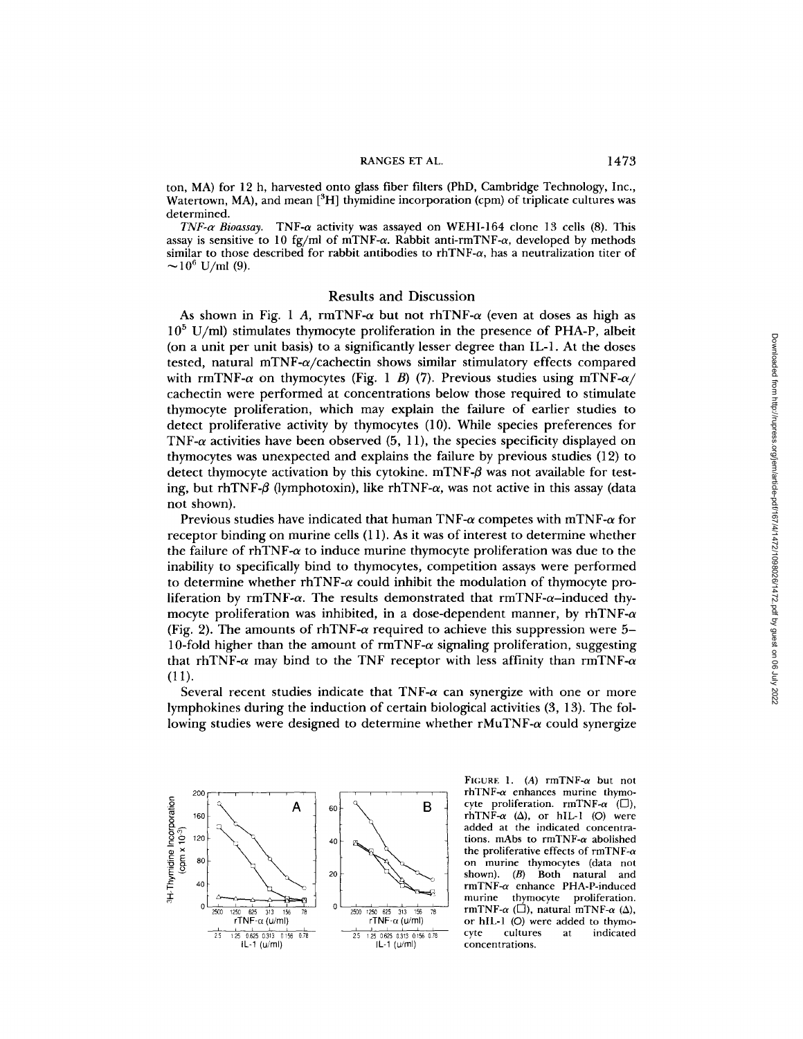ton, MA) for 12 h, harvested onto glass fiber filters (PhD, Cambridge Technology, Inc., Watertown, MA), and mean [$^3$H] thymidine incorporation (cpm) of triplicate cultures was determined.

*TNF-α Bioassay.* TNF-α activity was assayed on WEHI-164 clone 13 cells (8). This assay is sensitive to 10 fg/ml of mTNF-α. Rabbit anti-rmTNF-α, developed by methods similar to those described for rabbit antibodies to rhTNF-α, has a neutralization titer of ~$10^6$ U/ml (9).

## Results and Discussion

As shown in Fig. 1 *A*, rmTNF-α but not rhTNF-α (even at doses as high as $10^5$ U/ml) stimulates thymocyte proliferation in the presence of PHA-P, albeit (on a unit per unit basis) to a significantly lesser degree than IL-1. At the doses tested, natural mTNF-α/cachectin shows similar stimulatory effects compared with rmTNF-α on thymocytes (Fig. 1 *B*) (7). Previous studies using mTNF-α/cachectin were performed at concentrations below those required to stimulate thymocyte proliferation, which may explain the failure of earlier studies to detect proliferative activity by thymocytes (10). While species preferences for TNF-α activities have been observed (5, 11), the species specificity displayed on thymocytes was unexpected and explains the failure by previous studies (12) to detect thymocyte activation by this cytokine. mTNF-β was not available for testing, but rhTNF-β (lymphotoxin), like rhTNF-α, was not active in this assay (data not shown).

Previous studies have indicated that human TNF-α competes with mTNF-α for receptor binding on murine cells (11). As it was of interest to determine whether the failure of rhTNF-α to induce murine thymocyte proliferation was due to the inability to specifically bind to thymocytes, competition assays were performed to determine whether rhTNF-α could inhibit the modulation of thymocyte proliferation by rmTNF-α. The results demonstrated that rmTNF-α–induced thymocyte proliferation was inhibited, in a dose-dependent manner, by rhTNF-α (Fig. 2). The amounts of rhTNF-α required to achieve this suppression were 5–10-fold higher than the amount of rmTNF-α signaling proliferation, suggesting that rhTNF-α may bind to the TNF receptor with less affinity than rmTNF-α (11).

Several recent studies indicate that TNF-α can synergize with one or more lymphokines during the induction of certain biological activities (3, 13). The following studies were designed to determine whether rMuTNF-α could synergize

A
3H-Thymidine Incorporation (cpm x $10^{-3}$)
200
160
120
80
40
0
2500 1250 625 313 156 78
rTNF-α (u/ml)
2.5 1.25 0.625 0.313 0.156 0.78
IL-1 (u/ml)

B
60
40
20
0
2500 1250 625 313 156 78
rTNF-α (u/ml)
2.5 1.25 0.625 0.313 0.156 0.78
IL-1 (u/ml)

FIGURE 1. (*A*) rmTNF-α but not rhTNF-α enhances murine thymocyte proliferation. rmTNF-α (□), rhTNF-α (Δ), or hIL-1 (O) were added at the indicated concentrations. mAbs to rmTNF-α abolished the proliferative effects of rmTNF-α on murine thymocytes (data not shown). (*B*) Both natural and rmTNF-α enhance PHA-P-induced murine thymocyte proliferation. rmTNF-α (□), natural mTNF-α (Δ), or hIL-1 (O) were added to thymocyte cultures at indicated concentrations.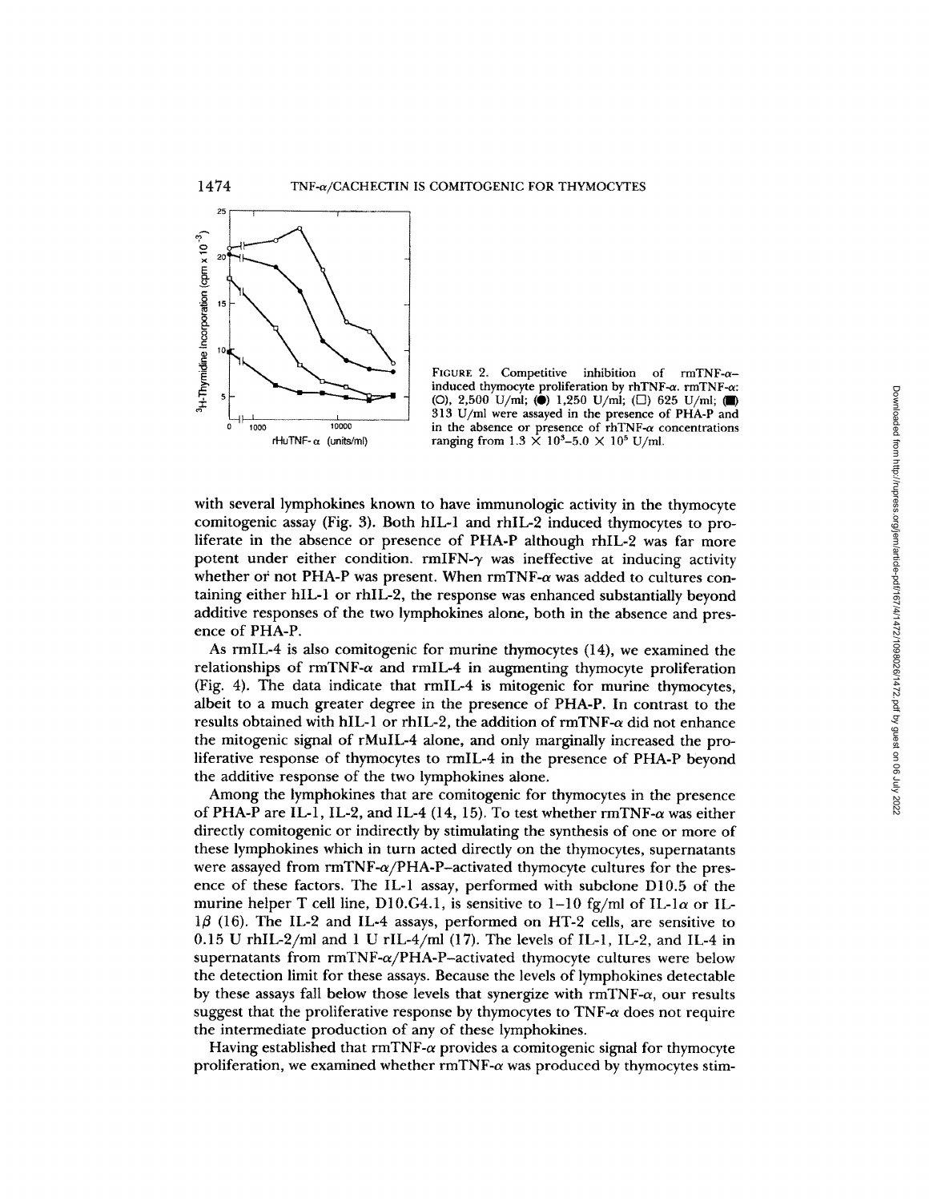25

20

15

10

5

0

1000

10000

$^3$H-Thymidine Incorporation (cpm x 10$^{-3}$)

rHuTNF-α (units/ml)

FIGURE 2. Competitive inhibition of rmTNF-α–induced thymocyte proliferation by rhTNF-α. rmTNF-α: (○), 2,500 U/ml; (●) 1,250 U/ml; (□) 625 U/ml; (■) 313 U/ml were assayed in the presence of PHA-P and in the absence or presence of rhTNF-α concentrations ranging from $1.3 \times 10^3$–$5.0 \times 10^5$ U/ml.

with several lymphokines known to have immunologic activity in the thymocyte comitogenic assay (Fig. 3). Both hIL-1 and rhIL-2 induced thymocytes to proliferate in the absence or presence of PHA-P although rhIL-2 was far more potent under either condition. rmIFN-γ was ineffective at inducing activity whether or not PHA-P was present. When rmTNF-α was added to cultures containing either hIL-1 or rhIL-2, the response was enhanced substantially beyond additive responses of the two lymphokines alone, both in the absence and presence of PHA-P.

As rmIL-4 is also comitogenic for murine thymocytes (14), we examined the relationships of rmTNF-α and rmIL-4 in augmenting thymocyte proliferation (Fig. 4). The data indicate that rmIL-4 is mitogenic for murine thymocytes, albeit to a much greater degree in the presence of PHA-P. In contrast to the results obtained with hIL-1 or rhIL-2, the addition of rmTNF-α did not enhance the mitogenic signal of rMuIL-4 alone, and only marginally increased the proliferative response of thymocytes to rmIL-4 in the presence of PHA-P beyond the additive response of the two lymphokines alone.

Among the lymphokines that are comitogenic for thymocytes in the presence of PHA-P are IL-1, IL-2, and IL-4 (14, 15). To test whether rmTNF-α was either directly comitogenic or indirectly by stimulating the synthesis of one or more of these lymphokines which in turn acted directly on the thymocytes, supernatants were assayed from rmTNF-α/PHA-P–activated thymocyte cultures for the presence of these factors. The IL-1 assay, performed with subclone D10.5 of the murine helper T cell line, D10.G4.1, is sensitive to 1–10 fg/ml of IL-1α or IL-1β (16). The IL-2 and IL-4 assays, performed on HT-2 cells, are sensitive to 0.15 U rhIL-2/ml and 1 U rIL-4/ml (17). The levels of IL-1, IL-2, and IL-4 in supernatants from rmTNF-α/PHA-P–activated thymocyte cultures were below the detection limit for these assays. Because the levels of lymphokines detectable by these assays fall below those levels that synergize with rmTNF-α, our results suggest that the proliferative response by thymocytes to TNF-α does not require the intermediate production of any of these lymphokines.

Having established that rmTNF-α provides a comitogenic signal for thymocyte proliferation, we examined whether rmTNF-α was produced by thymocytes stim-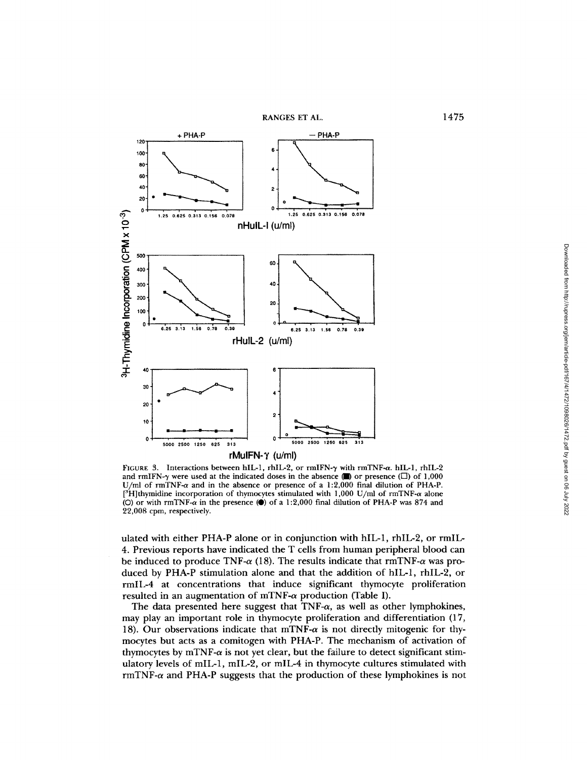+ PHA-P

− PHA-P

3H-Thymidine Incorporation (CPM x 10⁻³)

120
100
80
60
40
20
0

1.25 0.625 0.313 0.156 0.078

6
4
2
0

1.25 0.625 0.313 0.156 0.078

nHuIL-I (u/ml)

500
400
300
200
100
0

6.25 3.13 1.56 0.78 0.39

60
40
20
0

6.25 3.13 1.56 0.78 0.39

rHuIL-2 (u/ml)

40
30
20
10
0

5000 2500 1250 625 313

6
4
2
0

5000 2500 1250 625 313

rMuIFN-γ (u/ml)

FIGURE 3. Interactions between hIL-1, rhIL-2, or rmIFN-γ with rmTNF-α. hIL-1, rhIL-2 and rmIFN-γ were used at the indicated doses in the absence (■) or presence (□) of 1,000 U/ml of rmTNF-α and in the absence or presence of a 1:2,000 final dilution of PHA-P. [$^3$H]thymidine incorporation of thymocytes stimulated with 1,000 U/ml of rmTNF-α alone (○) or with rmTNF-α in the presence (●) of a 1:2,000 final dilution of PHA-P was 874 and 22,008 cpm, respectively.

ulated with either PHA-P alone or in conjunction with hIL-1, rhIL-2, or rmIL-4. Previous reports have indicated the T cells from human peripheral blood can be induced to produce TNF-α (18). The results indicate that rmTNF-α was produced by PHA-P stimulation alone and that the addition of hIL-1, rhIL-2, or rmIL-4 at concentrations that induce significant thymocyte proliferation resulted in an augmentation of mTNF-α production (Table I).

The data presented here suggest that TNF-α, as well as other lymphokines, may play an important role in thymocyte proliferation and differentiation (17, 18). Our observations indicate that mTNF-α is not directly mitogenic for thymocytes but acts as a comitogen with PHA-P. The mechanism of activation of thymocytes by mTNF-α is not yet clear, but the failure to detect significant stimulatory levels of mIL-1, mIL-2, or mIL-4 in thymocyte cultures stimulated with rmTNF-α and PHA-P suggests that the production of these lymphokines is not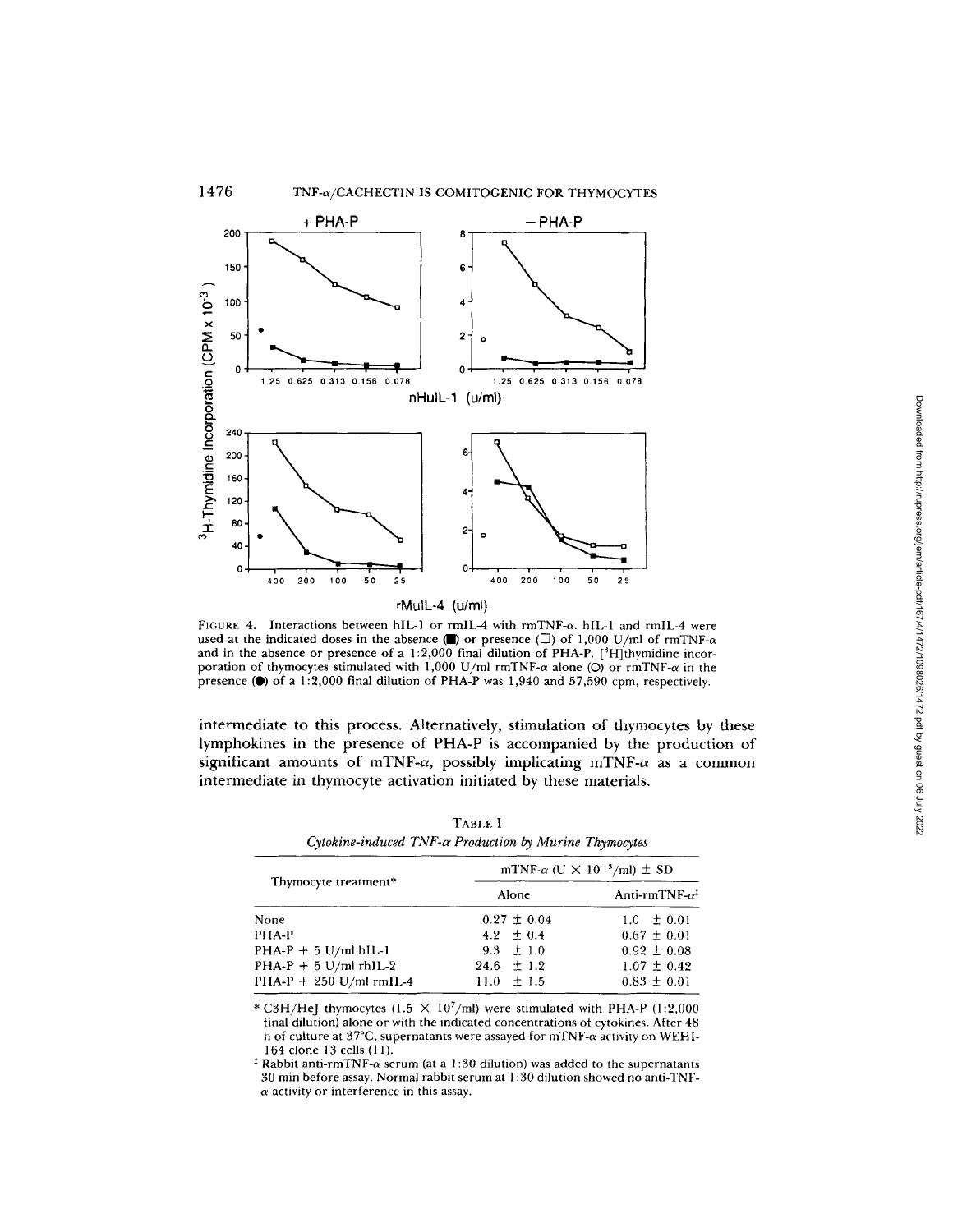+ PHA-P

− PHA-P

$^3$H-Thymidine Incorporation (CPM x $10^{-3}$)

200
150
100
50
0

8
6
4
2
0

1.25 0.625 0.313 0.156 0.078

1.25 0.625 0.313 0.156 0.078

nHuIL-1 (u/ml)

240
200
160
120
80
40
0

6
4
2
0

400 200 100 50 25

400 200 100 50 25

rMuIL-4 (u/ml)

FIGURE 4. Interactions between hIL-1 or rmIL-4 with rmTNF-α. hIL-1 and rmIL-4 were used at the indicated doses in the absence (■) or presence (□) of 1,000 U/ml of rmTNF-α and in the absence or presence of a 1:2,000 final dilution of PHA-P. [$^3$H]thymidine incorporation of thymocytes stimulated with 1,000 U/ml rmTNF-α alone (○) or rmTNF-α in the presence (●) of a 1:2,000 final dilution of PHA-P was 1,940 and 57,590 cpm, respectively.

intermediate to this process. Alternatively, stimulation of thymocytes by these lymphokines in the presence of PHA-P is accompanied by the production of significant amounts of mTNF-α, possibly implicating mTNF-α as a common intermediate in thymocyte activation initiated by these materials.

TABLE I

*Cytokine-induced TNF-α Production by Murine Thymocytes*

| Thymocyte treatment* | mTNF-α (U × $10^{-3}$/ml) ± SD | |
|---|---|---|
| | Alone | Anti-rmTNF-α‡ |
| None | 0.27 ± 0.04 | 1.0 ± 0.01 |
| PHA-P | 4.2 ± 0.4 | 0.67 ± 0.01 |
| PHA-P + 5 U/ml hIL-1 | 9.3 ± 1.0 | 0.92 ± 0.08 |
| PHA-P + 5 U/ml rhIL-2 | 24.6 ± 1.2 | 1.07 ± 0.42 |
| PHA-P + 250 U/ml rmIL-4 | 11.0 ± 1.5 | 0.83 ± 0.01 |

\* C3H/HeJ thymocytes (1.5 × $10^7$/ml) were stimulated with PHA-P (1:2,000 final dilution) alone or with the indicated concentrations of cytokines. After 48 h of culture at 37°C, supernatants were assayed for mTNF-α activity on WEHI-164 clone 13 cells (11).

‡ Rabbit anti-rmTNF-α serum (at a 1:30 dilution) was added to the supernatants 30 min before assay. Normal rabbit serum at 1:30 dilution showed no anti-TNF-α activity or interference in this assay.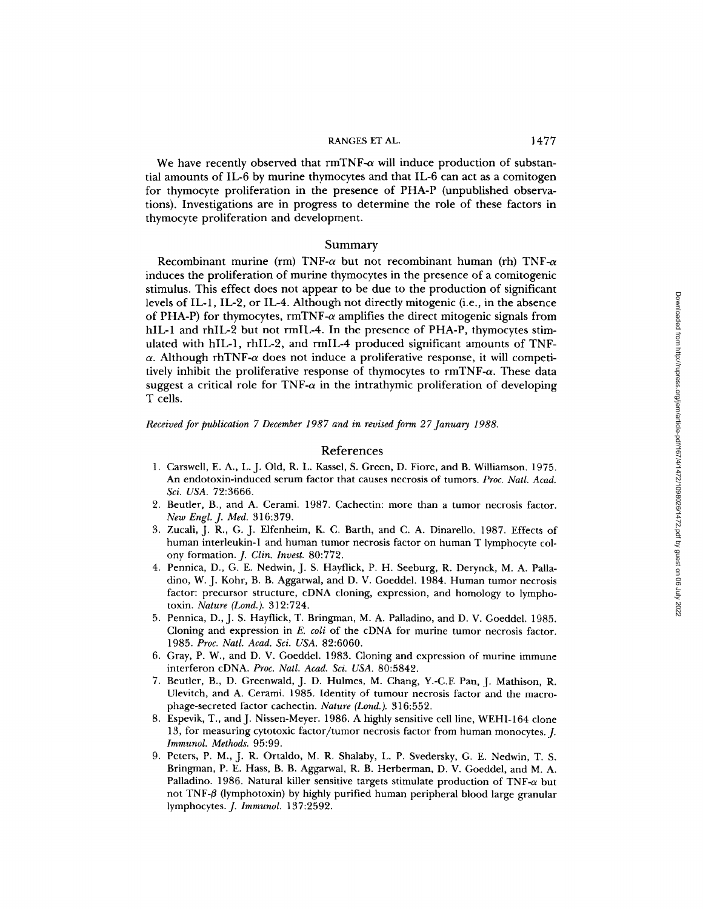We have recently observed that rmTNF-$\alpha$ will induce production of substantial amounts of IL-6 by murine thymocytes and that IL-6 can act as a comitogen for thymocyte proliferation in the presence of PHA-P (unpublished observations). Investigations are in progress to determine the role of these factors in thymocyte proliferation and development.

## Summary

Recombinant murine (rm) TNF-$\alpha$ but not recombinant human (rh) TNF-$\alpha$ induces the proliferation of murine thymocytes in the presence of a comitogenic stimulus. This effect does not appear to be due to the production of significant levels of IL-1, IL-2, or IL-4. Although not directly mitogenic (i.e., in the absence of PHA-P) for thymocytes, rmTNF-$\alpha$ amplifies the direct mitogenic signals from hIL-1 and rhIL-2 but not rmIL-4. In the presence of PHA-P, thymocytes stimulated with hIL-1, rhIL-2, and rmIL-4 produced significant amounts of TNF-$\alpha$. Although rhTNF-$\alpha$ does not induce a proliferative response, it will competitively inhibit the proliferative response of thymocytes to rmTNF-$\alpha$. These data suggest a critical role for TNF-$\alpha$ in the intrathymic proliferation of developing T cells.

*Received for publication 7 December 1987 and in revised form 27 January 1988.*

## References

1. Carswell, E. A., L. J. Old, R. L. Kassel, S. Green, D. Fiore, and B. Williamson. 1975. An endotoxin-induced serum factor that causes necrosis of tumors. *Proc. Natl. Acad. Sci. USA.* 72:3666.
2. Beutler, B., and A. Cerami. 1987. Cachectin: more than a tumor necrosis factor. *New Engl. J. Med.* 316:379.
3. Zucali, J. R., G. J. Elfenheim, K. C. Barth, and C. A. Dinarello. 1987. Effects of human interleukin-1 and human tumor necrosis factor on human T lymphocyte colony formation. *J. Clin. Invest.* 80:772.
4. Pennica, D., G. E. Nedwin, J. S. Hayflick, P. H. Seeburg, R. Derynck, M. A. Palladino, W. J. Kohr, B. B. Aggarwal, and D. V. Goeddel. 1984. Human tumor necrosis factor: precursor structure, cDNA cloning, expression, and homology to lymphotoxin. *Nature (Lond.).* 312:724.
5. Pennica, D., J. S. Hayflick, T. Bringman, M. A. Palladino, and D. V. Goeddel. 1985. Cloning and expression in *E. coli* of the cDNA for murine tumor necrosis factor. 1985. *Proc. Natl. Acad. Sci. USA.* 82:6060.
6. Gray, P. W., and D. V. Goeddel. 1983. Cloning and expression of murine immune interferon cDNA. *Proc. Natl. Acad. Sci. USA.* 80:5842.
7. Beutler, B., D. Greenwald, J. D. Hulmes, M. Chang, Y.-C.E Pan, J. Mathison, R. Ulevitch, and A. Cerami. 1985. Identity of tumour necrosis factor and the macrophage-secreted factor cachectin. *Nature (Lond.).* 316:552.
8. Espevik, T., and J. Nissen-Meyer. 1986. A highly sensitive cell line, WEHI-164 clone 13, for measuring cytotoxic factor/tumor necrosis factor from human monocytes. *J. Immunol. Methods.* 95:99.
9. Peters, P. M., J. R. Ortaldo, M. R. Shalaby, L. P. Svedersky, G. E. Nedwin, T. S. Bringman, P. E. Hass, B. B. Aggarwal, R. B. Herberman, D. V. Goeddel, and M. A. Palladino. 1986. Natural killer sensitive targets stimulate production of TNF-$\alpha$ but not TNF-$\beta$ (lymphotoxin) by highly purified human peripheral blood large granular lymphocytes. *J. Immunol.* 137:2592.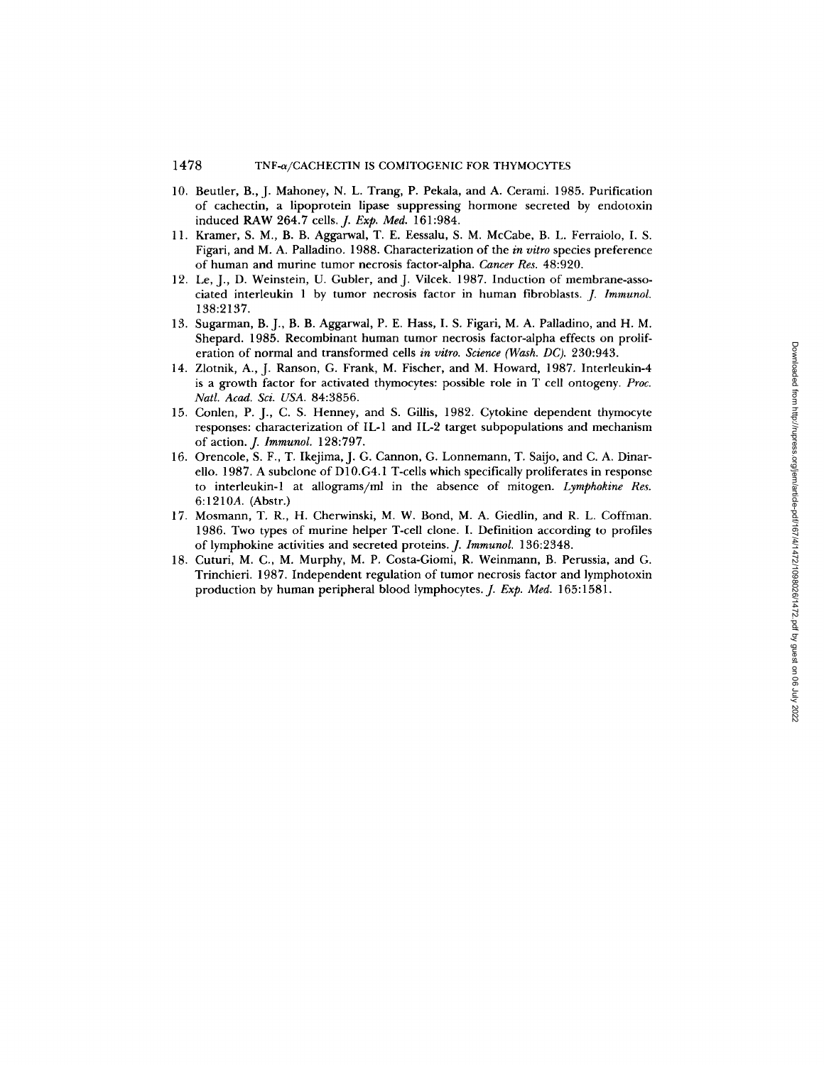10. Beutler, B., J. Mahoney, N. L. Trang, P. Pekala, and A. Cerami. 1985. Purification of cachectin, a lipoprotein lipase suppressing hormone secreted by endotoxin induced RAW 264.7 cells. *J. Exp. Med.* 161:984.
11. Kramer, S. M., B. B. Aggarwal, T. E. Eessalu, S. M. McCabe, B. L. Ferraiolo, I. S. Figari, and M. A. Palladino. 1988. Characterization of the *in vitro* species preference of human and murine tumor necrosis factor-alpha. *Cancer Res.* 48:920.
12. Le, J., D. Weinstein, U. Gubler, and J. Vilcek. 1987. Induction of membrane-associated interleukin 1 by tumor necrosis factor in human fibroblasts. *J. Immunol.* 138:2137.
13. Sugarman, B. J., B. B. Aggarwal, P. E. Hass, I. S. Figari, M. A. Palladino, and H. M. Shepard. 1985. Recombinant human tumor necrosis factor-alpha effects on proliferation of normal and transformed cells *in vitro*. *Science (Wash. DC).* 230:943.
14. Zlotnik, A., J. Ranson, G. Frank, M. Fischer, and M. Howard, 1987. Interleukin-4 is a growth factor for activated thymocytes: possible role in T cell ontogeny. *Proc. Natl. Acad. Sci. USA.* 84:3856.
15. Conlen, P. J., C. S. Henney, and S. Gillis, 1982. Cytokine dependent thymocyte responses: characterization of IL-1 and IL-2 target subpopulations and mechanism of action. *J. Immunol.* 128:797.
16. Orencole, S. F., T. Ikejima, J. G. Cannon, G. Lonnemann, T. Saijo, and C. A. Dinarello. 1987. A subclone of D10.G4.1 T-cells which specifically proliferates in response to interleukin-1 at allograms/ml in the absence of mitogen. *Lymphokine Res.* 6:1210A. (Abstr.)
17. Mosmann, T. R., H. Cherwinski, M. W. Bond, M. A. Giedlin, and R. L. Coffman. 1986. Two types of murine helper T-cell clone. I. Definition according to profiles of lymphokine activities and secreted proteins. *J. Immunol.* 136:2348.
18. Cuturi, M. C., M. Murphy, M. P. Costa-Giomi, R. Weinmann, B. Perussia, and G. Trinchieri. 1987. Independent regulation of tumor necrosis factor and lymphotoxin production by human peripheral blood lymphocytes. *J. Exp. Med.* 165:1581.